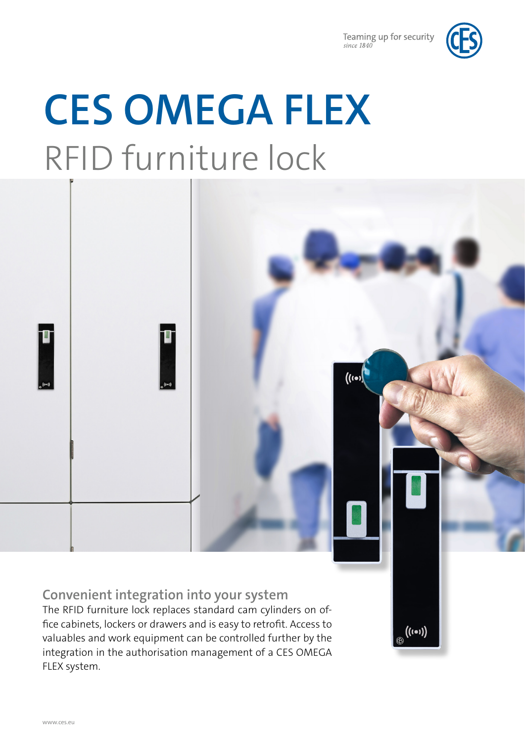Teaming up for security
*since 1840*

# CES OMEGA FLEX

## RFID furniture lock

### Convenient integration into your system

The RFID furniture lock replaces standard cam cylinders on office cabinets, lockers or drawers and is easy to retrofit. Access to valuables and work equipment can be controlled further by the integration in the authorisation management of a CES OMEGA FLEX system.

www.ces.eu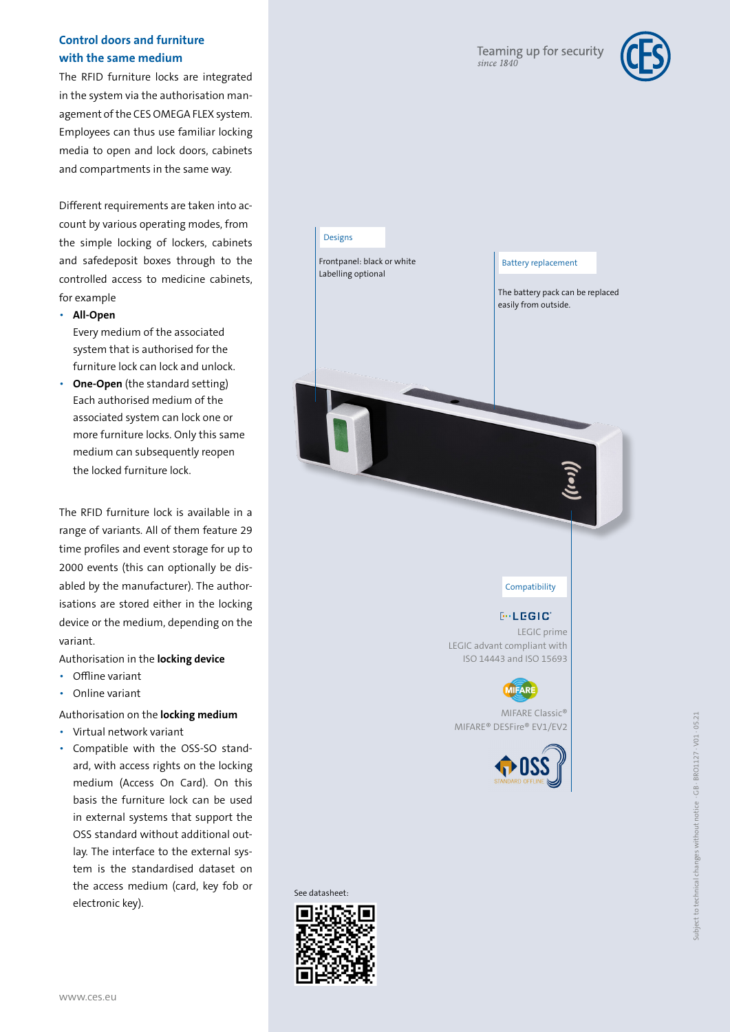## Control doors and furniture with the same medium

The RFID furniture locks are integrated in the system via the authorisation management of the CES OMEGA FLEX system. Employees can thus use familiar locking media to open and lock doors, cabinets and compartments in the same way.

Different requirements are taken into account by various operating modes, from the simple locking of lockers, cabinets and safedeposit boxes through to the controlled access to medicine cabinets, for example

- **All-Open**
  Every medium of the associated system that is authorised for the furniture lock can lock and unlock.
- **One-Open** (the standard setting)
  Each authorised medium of the associated system can lock one or more furniture locks. Only this same medium can subsequently reopen the locked furniture lock.

The RFID furniture lock is available in a range of variants. All of them feature 29 time profiles and event storage for up to 2000 events (this can optionally be disabled by the manufacturer). The authorisations are stored either in the locking device or the medium, depending on the variant.

Authorisation in the **locking device**

- Offline variant
- Online variant

Authorisation on the **locking medium**

- Virtual network variant
- Compatible with the OSS-SO standard, with access rights on the locking medium (Access On Card). On this basis the furniture lock can be used in external systems that support the OSS standard without additional outlay. The interface to the external system is the standardised dataset on the access medium (card, key fob or electronic key).

Teaming up for security
*since 1840*

**Designs**

Frontpanel: black or white
Labelling optional

**Battery replacement**

The battery pack can be replaced easily from outside.

**Compatibility**

LEGIC
LEGIC prime
LEGIC advant compliant with ISO 14443 and ISO 15693

MIFARE
MIFARE Classic®
MIFARE® DESFire® EV1/EV2

OSS STANDARD OFFLINE

See datasheet:

www.ces.eu

Subject to technical changes without notice · GB · BRO1127 · V01 · 0521